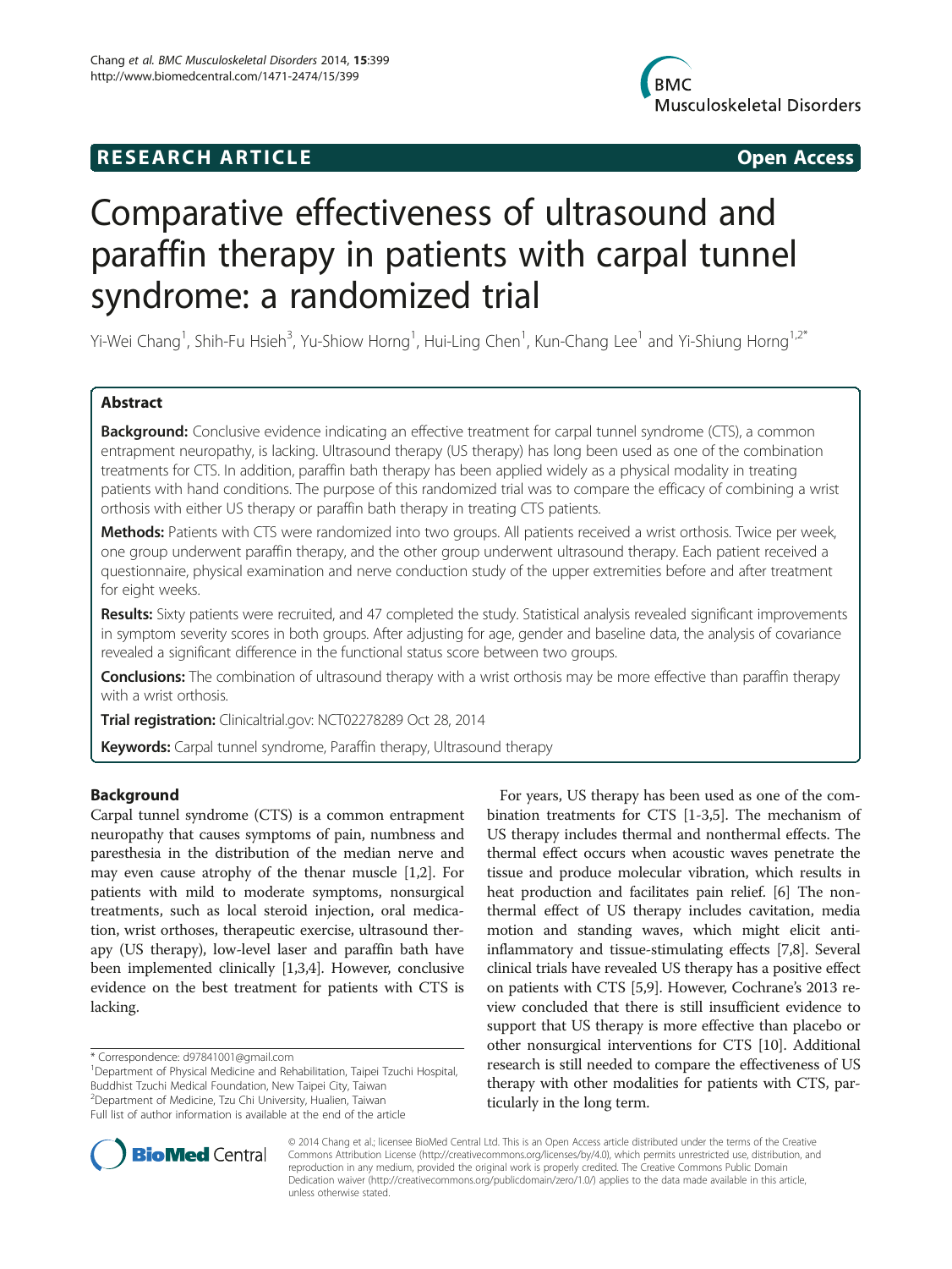RESEARCH ARTICLE **Open Access**

# Comparative effectiveness of ultrasound and paraffin therapy in patients with carpal tunnel syndrome: a randomized trial

Yi-Wei Chang[1], Shih-Fu Hsieh[3], Yu-Shiow Horng[1], Hui-Ling Chen[1], Kun-Chang Lee[1] and Yi-Shiung Horng[1,2*]

## Abstract

**Background:** Conclusive evidence indicating an effective treatment for carpal tunnel syndrome (CTS), a common entrapment neuropathy, is lacking. Ultrasound therapy (US therapy) has long been used as one of the combination treatments for CTS. In addition, paraffin bath therapy has been applied widely as a physical modality in treating patients with hand conditions. The purpose of this randomized trial was to compare the efficacy of combining a wrist orthosis with either US therapy or paraffin bath therapy in treating CTS patients.

**Methods:** Patients with CTS were randomized into two groups. All patients received a wrist orthosis. Twice per week, one group underwent paraffin therapy, and the other group underwent ultrasound therapy. Each patient received a questionnaire, physical examination and nerve conduction study of the upper extremities before and after treatment for eight weeks.

**Results:** Sixty patients were recruited, and 47 completed the study. Statistical analysis revealed significant improvements in symptom severity scores in both groups. After adjusting for age, gender and baseline data, the analysis of covariance revealed a significant difference in the functional status score between two groups.

**Conclusions:** The combination of ultrasound therapy with a wrist orthosis may be more effective than paraffin therapy with a wrist orthosis.

**Trial registration:** Clinicaltrial.gov: NCT02278289 Oct 28, 2014

**Keywords:** Carpal tunnel syndrome, Paraffin therapy, Ultrasound therapy

## Background

Carpal tunnel syndrome (CTS) is a common entrapment neuropathy that causes symptoms of pain, numbness and paresthesia in the distribution of the median nerve and may even cause atrophy of the thenar muscle [1,2]. For patients with mild to moderate symptoms, nonsurgical treatments, such as local steroid injection, oral medication, wrist orthoses, therapeutic exercise, ultrasound therapy (US therapy), low-level laser and paraffin bath have been implemented clinically [1,3,4]. However, conclusive evidence on the best treatment for patients with CTS is lacking.

For years, US therapy has been used as one of the combination treatments for CTS [1-3,5]. The mechanism of US therapy includes thermal and nonthermal effects. The thermal effect occurs when acoustic waves penetrate the tissue and produce molecular vibration, which results in heat production and facilitates pain relief. [6] The nonthermal effect of US therapy includes cavitation, media motion and standing waves, which might elicit anti-inflammatory and tissue-stimulating effects [7,8]. Several clinical trials have revealed US therapy has a positive effect on patients with CTS [5,9]. However, Cochrane's 2013 review concluded that there is still insufficient evidence to support that US therapy is more effective than placebo or other nonsurgical interventions for CTS [10]. Additional research is still needed to compare the effectiveness of US therapy with other modalities for patients with CTS, particularly in the long term.

* Correspondence: d97841001@gmail.com
[1]Department of Physical Medicine and Rehabilitation, Taipei Tzuchi Hospital, Buddhist Tzuchi Medical Foundation, New Taipei City, Taiwan
[2]Department of Medicine, Tzu Chi University, Hualien, Taiwan
Full list of author information is available at the end of the article

© 2014 Chang et al.; licensee BioMed Central Ltd. This is an Open Access article distributed under the terms of the Creative Commons Attribution License (http://creativecommons.org/licenses/by/4.0), which permits unrestricted use, distribution, and reproduction in any medium, provided the original work is properly credited. The Creative Commons Public Domain Dedication waiver (http://creativecommons.org/publicdomain/zero/1.0/) applies to the data made available in this article, unless otherwise stated.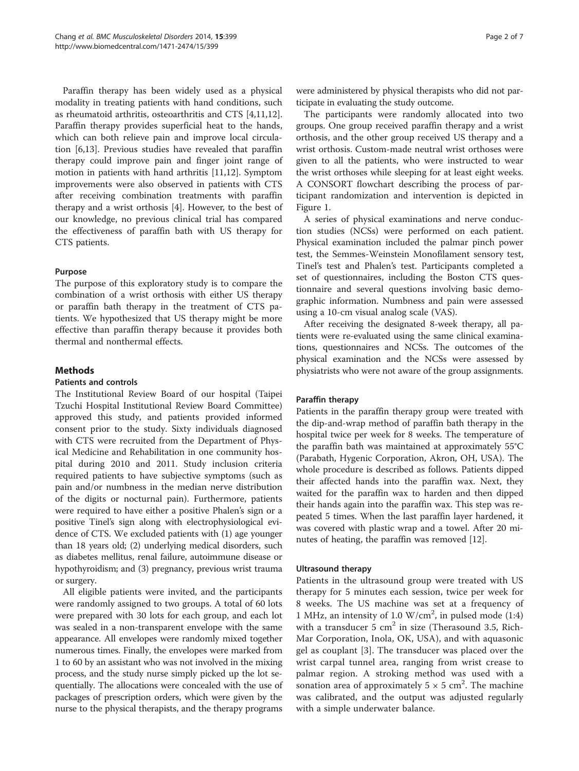Paraffin therapy has been widely used as a physical modality in treating patients with hand conditions, such as rheumatoid arthritis, osteoarthritis and CTS [4,11,12]. Paraffin therapy provides superficial heat to the hands, which can both relieve pain and improve local circulation [6,13]. Previous studies have revealed that paraffin therapy could improve pain and finger joint range of motion in patients with hand arthritis [11,12]. Symptom improvements were also observed in patients with CTS after receiving combination treatments with paraffin therapy and a wrist orthosis [4]. However, to the best of our knowledge, no previous clinical trial has compared the effectiveness of paraffin bath with US therapy for CTS patients.

### Purpose

The purpose of this exploratory study is to compare the combination of a wrist orthosis with either US therapy or paraffin bath therapy in the treatment of CTS patients. We hypothesized that US therapy might be more effective than paraffin therapy because it provides both thermal and nonthermal effects.

## Methods

### Patients and controls

The Institutional Review Board of our hospital (Taipei Tzuchi Hospital Institutional Review Board Committee) approved this study, and patients provided informed consent prior to the study. Sixty individuals diagnosed with CTS were recruited from the Department of Physical Medicine and Rehabilitation in one community hospital during 2010 and 2011. Study inclusion criteria required patients to have subjective symptoms (such as pain and/or numbness in the median nerve distribution of the digits or nocturnal pain). Furthermore, patients were required to have either a positive Phalen's sign or a positive Tinel's sign along with electrophysiological evidence of CTS. We excluded patients with (1) age younger than 18 years old; (2) underlying medical disorders, such as diabetes mellitus, renal failure, autoimmune disease or hypothyroidism; and (3) pregnancy, previous wrist trauma or surgery.

All eligible patients were invited, and the participants were randomly assigned to two groups. A total of 60 lots were prepared with 30 lots for each group, and each lot was sealed in a non-transparent envelope with the same appearance. All envelopes were randomly mixed together numerous times. Finally, the envelopes were marked from 1 to 60 by an assistant who was not involved in the mixing process, and the study nurse simply picked up the lot sequentially. The allocations were concealed with the use of packages of prescription orders, which were given by the nurse to the physical therapists, and the therapy programs were administered by physical therapists who did not participate in evaluating the study outcome.

The participants were randomly allocated into two groups. One group received paraffin therapy and a wrist orthosis, and the other group received US therapy and a wrist orthosis. Custom-made neutral wrist orthoses were given to all the patients, who were instructed to wear the wrist orthoses while sleeping for at least eight weeks. A CONSORT flowchart describing the process of participant randomization and intervention is depicted in Figure 1.

A series of physical examinations and nerve conduction studies (NCSs) were performed on each patient. Physical examination included the palmar pinch power test, the Semmes-Weinstein Monofilament sensory test, Tinel's test and Phalen's test. Participants completed a set of questionnaires, including the Boston CTS questionnaire and several questions involving basic demographic information. Numbness and pain were assessed using a 10-cm visual analog scale (VAS).

After receiving the designated 8-week therapy, all patients were re-evaluated using the same clinical examinations, questionnaires and NCSs. The outcomes of the physical examination and the NCSs were assessed by physiatrists who were not aware of the group assignments.

### Paraffin therapy

Patients in the paraffin therapy group were treated with the dip-and-wrap method of paraffin bath therapy in the hospital twice per week for 8 weeks. The temperature of the paraffin bath was maintained at approximately 55°C (Parabath, Hygenic Corporation, Akron, OH, USA). The whole procedure is described as follows. Patients dipped their affected hands into the paraffin wax. Next, they waited for the paraffin wax to harden and then dipped their hands again into the paraffin wax. This step was repeated 5 times. When the last paraffin layer hardened, it was covered with plastic wrap and a towel. After 20 minutes of heating, the paraffin was removed [12].

### Ultrasound therapy

Patients in the ultrasound group were treated with US therapy for 5 minutes each session, twice per week for 8 weeks. The US machine was set at a frequency of 1 MHz, an intensity of 1.0 W/cm$^2$, in pulsed mode (1:4) with a transducer 5 cm$^2$ in size (Therasound 3.5, Rich-Mar Corporation, Inola, OK, USA), and with aquasonic gel as couplant [3]. The transducer was placed over the wrist carpal tunnel area, ranging from wrist crease to palmar region. A stroking method was used with a sonation area of approximately 5 × 5 cm$^2$. The machine was calibrated, and the output was adjusted regularly with a simple underwater balance.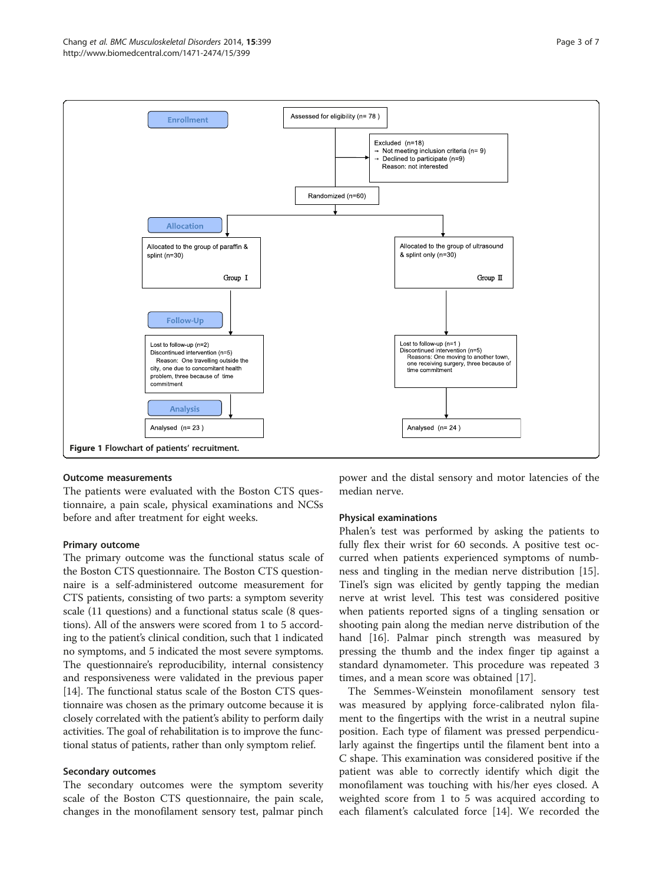**Enrollment**

Assessed for eligibility (n= 78 )

Excluded (n=18)
- Not meeting inclusion criteria (n= 9)
- Declined to participate (n=9)
  Reason: not interested

Randomized (n=60)

**Allocation**

Allocated to the group of paraffin & splint (n=30) — Group Ⅰ

Allocated to the group of ultrasound & splint only (n=30) — Group Ⅱ

**Follow-Up**

Group Ⅰ: Lost to follow-up (n=2)
Discontinued intervention (n=5)
Reason: One travelling outside the city, one due to concomitant health problem, three because of time commitment

Group Ⅱ: Lost to follow-up (n=1 )
Discontinued intervention (n=5)
Reasons: One moving to another town, one receiving surgery, three because of time commitment

**Analysis**

Group Ⅰ: Analysed (n= 23 )

Group Ⅱ: Analysed (n= 24 )

**Figure 1** Flowchart of patients' recruitment.

## Outcome measurements

The patients were evaluated with the Boston CTS questionnaire, a pain scale, physical examinations and NCSs before and after treatment for eight weeks.

### Primary outcome

The primary outcome was the functional status scale of the Boston CTS questionnaire. The Boston CTS questionnaire is a self-administered outcome measurement for CTS patients, consisting of two parts: a symptom severity scale (11 questions) and a functional status scale (8 questions). All of the answers were scored from 1 to 5 according to the patient's clinical condition, such that 1 indicated no symptoms, and 5 indicated the most severe symptoms. The questionnaire's reproducibility, internal consistency and responsiveness were validated in the previous paper [14]. The functional status scale of the Boston CTS questionnaire was chosen as the primary outcome because it is closely correlated with the patient's ability to perform daily activities. The goal of rehabilitation is to improve the functional status of patients, rather than only symptom relief.

### Secondary outcomes

The secondary outcomes were the symptom severity scale of the Boston CTS questionnaire, the pain scale, changes in the monofilament sensory test, palmar pinch power and the distal sensory and motor latencies of the median nerve.

### Physical examinations

Phalen's test was performed by asking the patients to fully flex their wrist for 60 seconds. A positive test occurred when patients experienced symptoms of numbness and tingling in the median nerve distribution [15]. Tinel's sign was elicited by gently tapping the median nerve at wrist level. This test was considered positive when patients reported signs of a tingling sensation or shooting pain along the median nerve distribution of the hand [16]. Palmar pinch strength was measured by pressing the thumb and the index finger tip against a standard dynamometer. This procedure was repeated 3 times, and a mean score was obtained [17].

The Semmes-Weinstein monofilament sensory test was measured by applying force-calibrated nylon filament to the fingertips with the wrist in a neutral supine position. Each type of filament was pressed perpendicularly against the fingertips until the filament bent into a C shape. This examination was considered positive if the patient was able to correctly identify which digit the monofilament was touching with his/her eyes closed. A weighted score from 1 to 5 was acquired according to each filament's calculated force [14]. We recorded the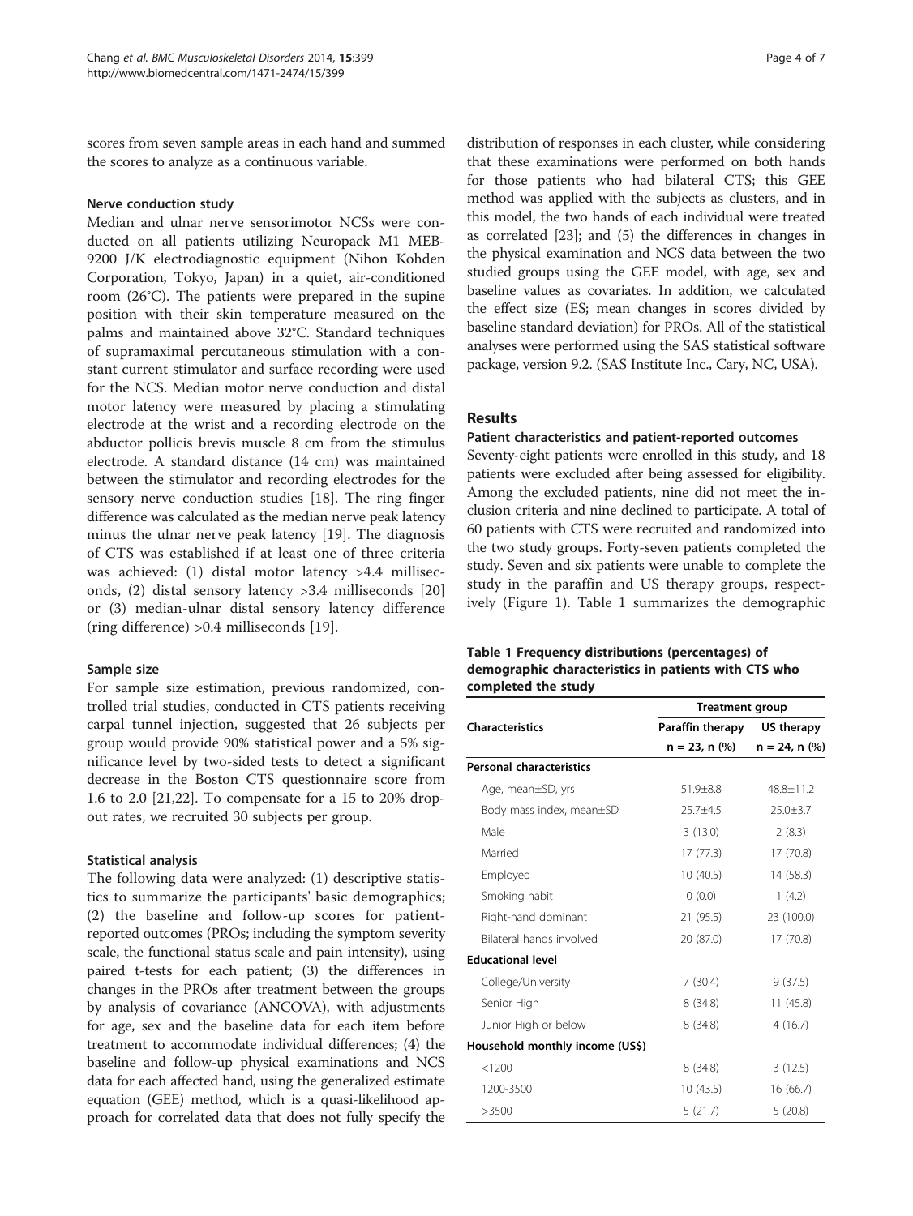scores from seven sample areas in each hand and summed the scores to analyze as a continuous variable.

#### Nerve conduction study

Median and ulnar nerve sensorimotor NCSs were conducted on all patients utilizing Neuropack M1 MEB-9200 J/K electrodiagnostic equipment (Nihon Kohden Corporation, Tokyo, Japan) in a quiet, air-conditioned room (26°C). The patients were prepared in the supine position with their skin temperature measured on the palms and maintained above 32°C. Standard techniques of supramaximal percutaneous stimulation with a constant current stimulator and surface recording were used for the NCS. Median motor nerve conduction and distal motor latency were measured by placing a stimulating electrode at the wrist and a recording electrode on the abductor pollicis brevis muscle 8 cm from the stimulus electrode. A standard distance (14 cm) was maintained between the stimulator and recording electrodes for the sensory nerve conduction studies [18]. The ring finger difference was calculated as the median nerve peak latency minus the ulnar nerve peak latency [19]. The diagnosis of CTS was established if at least one of three criteria was achieved: (1) distal motor latency >4.4 milliseconds, (2) distal sensory latency >3.4 milliseconds [20] or (3) median-ulnar distal sensory latency difference (ring difference) >0.4 milliseconds [19].

#### Sample size

For sample size estimation, previous randomized, controlled trial studies, conducted in CTS patients receiving carpal tunnel injection, suggested that 26 subjects per group would provide 90% statistical power and a 5% significance level by two-sided tests to detect a significant decrease in the Boston CTS questionnaire score from 1.6 to 2.0 [21,22]. To compensate for a 15 to 20% dropout rates, we recruited 30 subjects per group.

#### Statistical analysis

The following data were analyzed: (1) descriptive statistics to summarize the participants' basic demographics; (2) the baseline and follow-up scores for patient-reported outcomes (PROs; including the symptom severity scale, the functional status scale and pain intensity), using paired t-tests for each patient; (3) the differences in changes in the PROs after treatment between the groups by analysis of covariance (ANCOVA), with adjustments for age, sex and the baseline data for each item before treatment to accommodate individual differences; (4) the baseline and follow-up physical examinations and NCS data for each affected hand, using the generalized estimate equation (GEE) method, which is a quasi-likelihood approach for correlated data that does not fully specify the distribution of responses in each cluster, while considering that these examinations were performed on both hands for those patients who had bilateral CTS; this GEE method was applied with the subjects as clusters, and in this model, the two hands of each individual were treated as correlated [23]; and (5) the differences in changes in the physical examination and NCS data between the two studied groups using the GEE model, with age, sex and baseline values as covariates. In addition, we calculated the effect size (ES; mean changes in scores divided by baseline standard deviation) for PROs. All of the statistical analyses were performed using the SAS statistical software package, version 9.2. (SAS Institute Inc., Cary, NC, USA).

## Results

#### Patient characteristics and patient-reported outcomes

Seventy-eight patients were enrolled in this study, and 18 patients were excluded after being assessed for eligibility. Among the excluded patients, nine did not meet the inclusion criteria and nine declined to participate. A total of 60 patients with CTS were recruited and randomized into the two study groups. Forty-seven patients completed the study. Seven and six patients were unable to complete the study in the paraffin and US therapy groups, respectively (Figure 1). Table 1 summarizes the demographic

**Table 1 Frequency distributions (percentages) of demographic characteristics in patients with CTS who completed the study**

| Characteristics | Treatment group | |
|---|---|---|
| | Paraffin therapy | US therapy |
| | n = 23, n (%) | n = 24, n (%) |
| **Personal characteristics** | | |
| Age, mean±SD, yrs | 51.9±8.8 | 48.8±11.2 |
| Body mass index, mean±SD | 25.7±4.5 | 25.0±3.7 |
| Male | 3 (13.0) | 2 (8.3) |
| Married | 17 (77.3) | 17 (70.8) |
| Employed | 10 (40.5) | 14 (58.3) |
| Smoking habit | 0 (0.0) | 1 (4.2) |
| Right-hand dominant | 21 (95.5) | 23 (100.0) |
| Bilateral hands involved | 20 (87.0) | 17 (70.8) |
| **Educational level** | | |
| College/University | 7 (30.4) | 9 (37.5) |
| Senior High | 8 (34.8) | 11 (45.8) |
| Junior High or below | 8 (34.8) | 4 (16.7) |
| **Household monthly income (US$)** | | |
| <1200 | 8 (34.8) | 3 (12.5) |
| 1200-3500 | 10 (43.5) | 16 (66.7) |
| >3500 | 5 (21.7) | 5 (20.8) |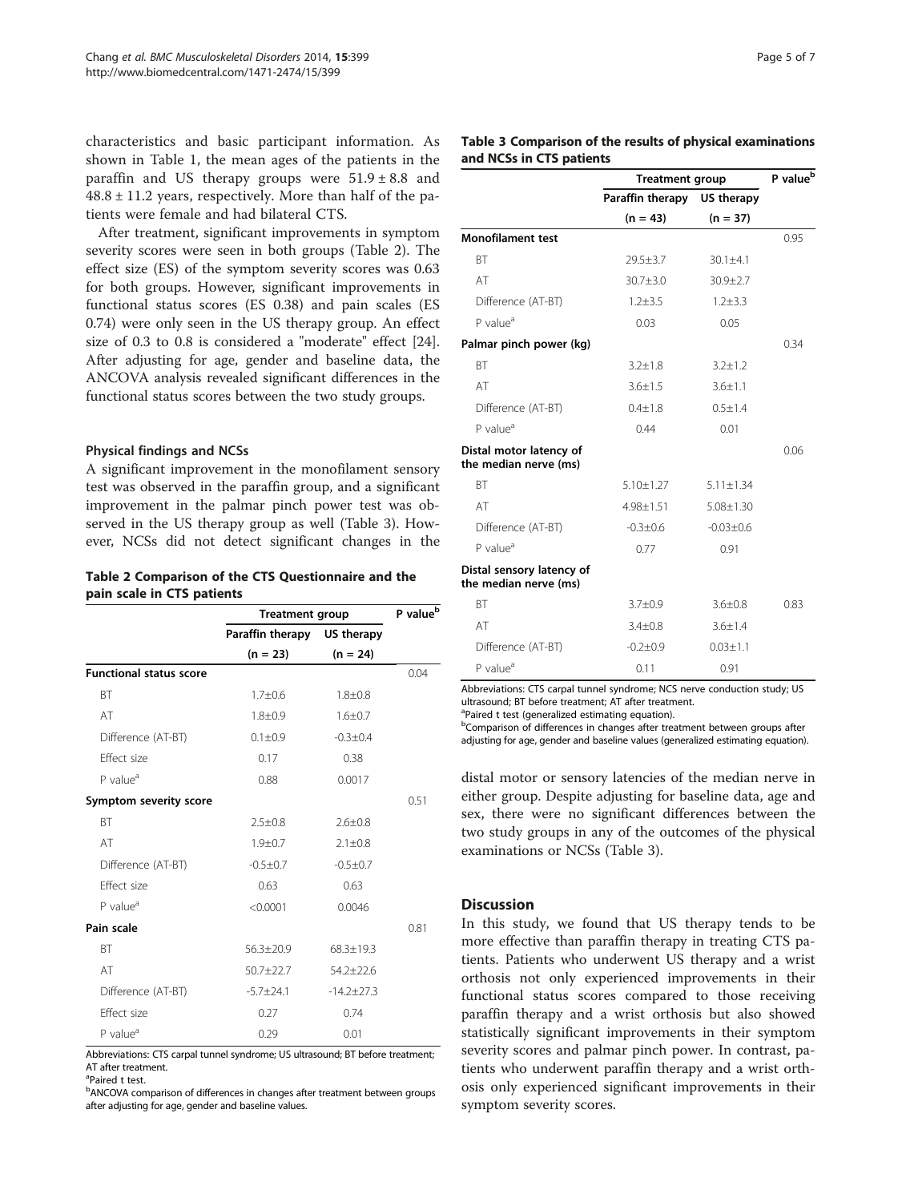characteristics and basic participant information. As shown in Table 1, the mean ages of the patients in the paraffin and US therapy groups were 51.9 ± 8.8 and 48.8 ± 11.2 years, respectively. More than half of the patients were female and had bilateral CTS.

After treatment, significant improvements in symptom severity scores were seen in both groups (Table 2). The effect size (ES) of the symptom severity scores was 0.63 for both groups. However, significant improvements in functional status scores (ES 0.38) and pain scales (ES 0.74) were only seen in the US therapy group. An effect size of 0.3 to 0.8 is considered a "moderate" effect [24]. After adjusting for age, gender and baseline data, the ANCOVA analysis revealed significant differences in the functional status scores between the two study groups.

### Physical findings and NCSs

A significant improvement in the monofilament sensory test was observed in the paraffin group, and a significant improvement in the palmar pinch power test was observed in the US therapy group as well (Table 3). However, NCSs did not detect significant changes in the distal motor or sensory latencies of the median nerve in either group. Despite adjusting for baseline data, age and sex, there were no significant differences between the two study groups in any of the outcomes of the physical examinations or NCSs (Table 3).

**Table 2 Comparison of the CTS Questionnaire and the pain scale in CTS patients**

| | Treatment group | | P value[b] |
|---|---|---|---|
| | Paraffin therapy (n = 23) | US therapy (n = 24) | |
| **Functional status score** | | | 0.04 |
| BT | 1.7±0.6 | 1.8±0.8 | |
| AT | 1.8±0.9 | 1.6±0.7 | |
| Difference (AT-BT) | 0.1±0.9 | -0.3±0.4 | |
| Effect size | 0.17 | 0.38 | |
| P value[a] | 0.88 | 0.0017 | |
| **Symptom severity score** | | | 0.51 |
| BT | 2.5±0.8 | 2.6±0.8 | |
| AT | 1.9±0.7 | 2.1±0.8 | |
| Difference (AT-BT) | -0.5±0.7 | -0.5±0.7 | |
| Effect size | 0.63 | 0.63 | |
| P value[a] | <0.0001 | 0.0046 | |
| **Pain scale** | | | 0.81 |
| BT | 56.3±20.9 | 68.3±19.3 | |
| AT | 50.7±22.7 | 54.2±22.6 | |
| Difference (AT-BT) | -5.7±24.1 | -14.2±27.3 | |
| Effect size | 0.27 | 0.74 | |
| P value[a] | 0.29 | 0.01 | |

Abbreviations: CTS carpal tunnel syndrome; US ultrasound; BT before treatment; AT after treatment.
[a]Paired t test.
[b]ANCOVA comparison of differences in changes after treatment between groups after adjusting for age, gender and baseline values.

**Table 3 Comparison of the results of physical examinations and NCSs in CTS patients**

| | Treatment group | | P value[b] |
|---|---|---|---|
| | Paraffin therapy (n = 43) | US therapy (n = 37) | |
| **Monofilament test** | | | 0.95 |
| BT | 29.5±3.7 | 30.1±4.1 | |
| AT | 30.7±3.0 | 30.9±2.7 | |
| Difference (AT-BT) | 1.2±3.5 | 1.2±3.3 | |
| P value[a] | 0.03 | 0.05 | |
| **Palmar pinch power (kg)** | | | 0.34 |
| BT | 3.2±1.8 | 3.2±1.2 | |
| AT | 3.6±1.5 | 3.6±1.1 | |
| Difference (AT-BT) | 0.4±1.8 | 0.5±1.4 | |
| P value[a] | 0.44 | 0.01 | |
| **Distal motor latency of the median nerve (ms)** | | | 0.06 |
| BT | 5.10±1.27 | 5.11±1.34 | |
| AT | 4.98±1.51 | 5.08±1.30 | |
| Difference (AT-BT) | -0.3±0.6 | -0.03±0.6 | |
| P value[a] | 0.77 | 0.91 | |
| **Distal sensory latency of the median nerve (ms)** | | | |
| BT | 3.7±0.9 | 3.6±0.8 | 0.83 |
| AT | 3.4±0.8 | 3.6±1.4 | |
| Difference (AT-BT) | -0.2±0.9 | 0.03±1.1 | |
| P value[a] | 0.11 | 0.91 | |

Abbreviations: CTS carpal tunnel syndrome; NCS nerve conduction study; US ultrasound; BT before treatment; AT after treatment.
[a]Paired t test (generalized estimating equation).
[b]Comparison of differences in changes after treatment between groups after adjusting for age, gender and baseline values (generalized estimating equation).

## Discussion

In this study, we found that US therapy tends to be more effective than paraffin therapy in treating CTS patients. Patients who underwent US therapy and a wrist orthosis not only experienced improvements in their functional status scores compared to those receiving paraffin therapy and a wrist orthosis but also showed statistically significant improvements in their symptom severity scores and palmar pinch power. In contrast, patients who underwent paraffin therapy and a wrist orthosis only experienced significant improvements in their symptom severity scores.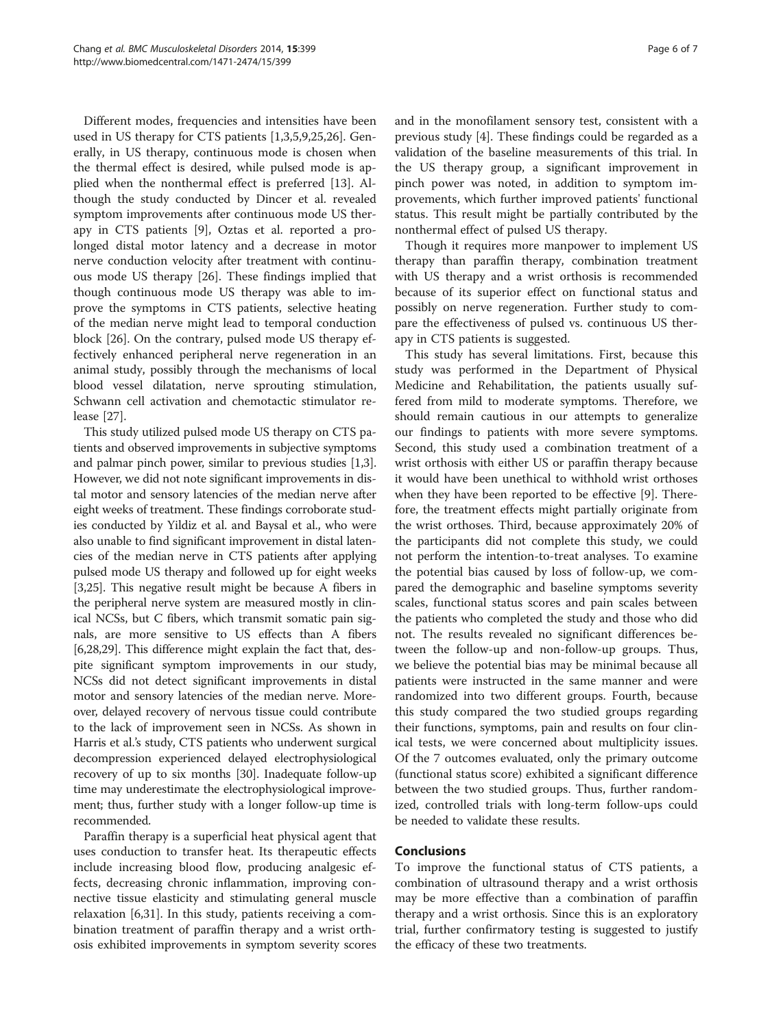Different modes, frequencies and intensities have been used in US therapy for CTS patients [1,3,5,9,25,26]. Generally, in US therapy, continuous mode is chosen when the thermal effect is desired, while pulsed mode is applied when the nonthermal effect is preferred [13]. Although the study conducted by Dincer et al. revealed symptom improvements after continuous mode US therapy in CTS patients [9], Oztas et al. reported a prolonged distal motor latency and a decrease in motor nerve conduction velocity after treatment with continuous mode US therapy [26]. These findings implied that though continuous mode US therapy was able to improve the symptoms in CTS patients, selective heating of the median nerve might lead to temporal conduction block [26]. On the contrary, pulsed mode US therapy effectively enhanced peripheral nerve regeneration in an animal study, possibly through the mechanisms of local blood vessel dilatation, nerve sprouting stimulation, Schwann cell activation and chemotactic stimulator release [27].

This study utilized pulsed mode US therapy on CTS patients and observed improvements in subjective symptoms and palmar pinch power, similar to previous studies [1,3]. However, we did not note significant improvements in distal motor and sensory latencies of the median nerve after eight weeks of treatment. These findings corroborate studies conducted by Yildiz et al. and Baysal et al., who were also unable to find significant improvement in distal latencies of the median nerve in CTS patients after applying pulsed mode US therapy and followed up for eight weeks [3,25]. This negative result might be because A fibers in the peripheral nerve system are measured mostly in clinical NCSs, but C fibers, which transmit somatic pain signals, are more sensitive to US effects than A fibers [6,28,29]. This difference might explain the fact that, despite significant symptom improvements in our study, NCSs did not detect significant improvements in distal motor and sensory latencies of the median nerve. Moreover, delayed recovery of nervous tissue could contribute to the lack of improvement seen in NCSs. As shown in Harris et al.'s study, CTS patients who underwent surgical decompression experienced delayed electrophysiological recovery of up to six months [30]. Inadequate follow-up time may underestimate the electrophysiological improvement; thus, further study with a longer follow-up time is recommended.

Paraffin therapy is a superficial heat physical agent that uses conduction to transfer heat. Its therapeutic effects include increasing blood flow, producing analgesic effects, decreasing chronic inflammation, improving connective tissue elasticity and stimulating general muscle relaxation [6,31]. In this study, patients receiving a combination treatment of paraffin therapy and a wrist orthosis exhibited improvements in symptom severity scores and in the monofilament sensory test, consistent with a previous study [4]. These findings could be regarded as a validation of the baseline measurements of this trial. In the US therapy group, a significant improvement in pinch power was noted, in addition to symptom improvements, which further improved patients' functional status. This result might be partially contributed by the nonthermal effect of pulsed US therapy.

Though it requires more manpower to implement US therapy than paraffin therapy, combination treatment with US therapy and a wrist orthosis is recommended because of its superior effect on functional status and possibly on nerve regeneration. Further study to compare the effectiveness of pulsed vs. continuous US therapy in CTS patients is suggested.

This study has several limitations. First, because this study was performed in the Department of Physical Medicine and Rehabilitation, the patients usually suffered from mild to moderate symptoms. Therefore, we should remain cautious in our attempts to generalize our findings to patients with more severe symptoms. Second, this study used a combination treatment of a wrist orthosis with either US or paraffin therapy because it would have been unethical to withhold wrist orthoses when they have been reported to be effective [9]. Therefore, the treatment effects might partially originate from the wrist orthoses. Third, because approximately 20% of the participants did not complete this study, we could not perform the intention-to-treat analyses. To examine the potential bias caused by loss of follow-up, we compared the demographic and baseline symptoms severity scales, functional status scores and pain scales between the patients who completed the study and those who did not. The results revealed no significant differences between the follow-up and non-follow-up groups. Thus, we believe the potential bias may be minimal because all patients were instructed in the same manner and were randomized into two different groups. Fourth, because this study compared the two studied groups regarding their functions, symptoms, pain and results on four clinical tests, we were concerned about multiplicity issues. Of the 7 outcomes evaluated, only the primary outcome (functional status score) exhibited a significant difference between the two studied groups. Thus, further randomized, controlled trials with long-term follow-ups could be needed to validate these results.

## Conclusions

To improve the functional status of CTS patients, a combination of ultrasound therapy and a wrist orthosis may be more effective than a combination of paraffin therapy and a wrist orthosis. Since this is an exploratory trial, further confirmatory testing is suggested to justify the efficacy of these two treatments.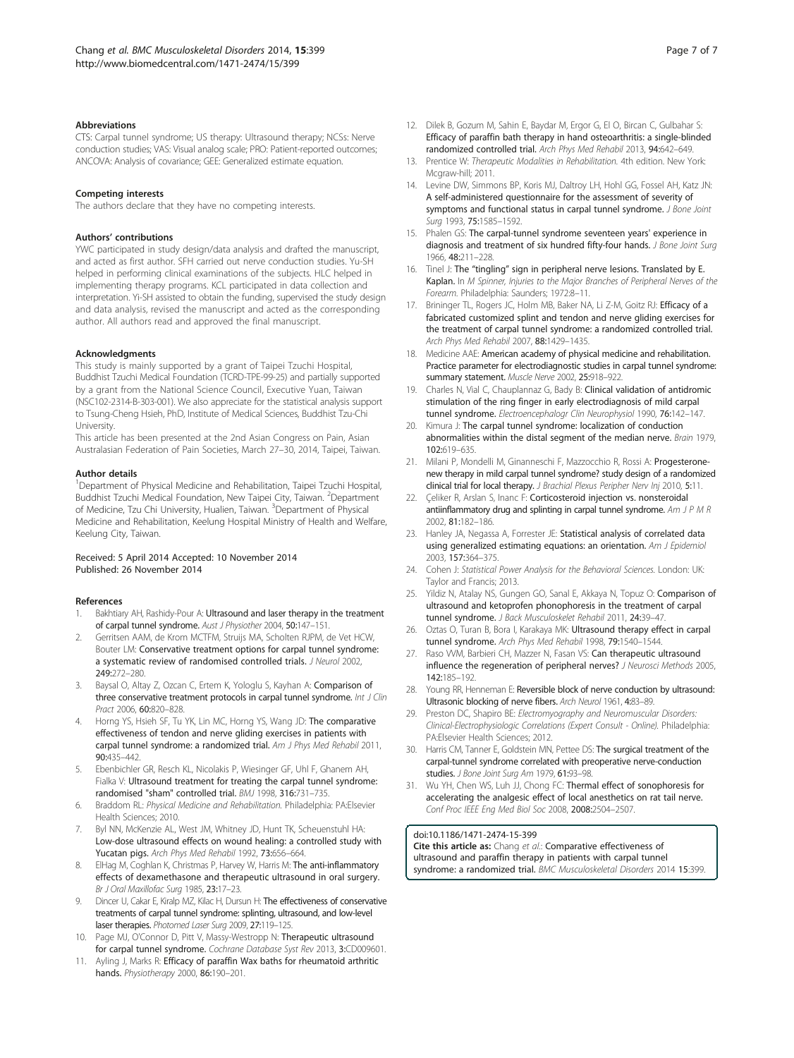### Abbreviations

CTS: Carpal tunnel syndrome; US therapy: Ultrasound therapy; NCSs: Nerve conduction studies; VAS: Visual analog scale; PRO: Patient-reported outcomes; ANCOVA: Analysis of covariance; GEE: Generalized estimate equation.

### Competing interests

The authors declare that they have no competing interests.

### Authors' contributions

YWC participated in study design/data analysis and drafted the manuscript, and acted as first author. SFH carried out nerve conduction studies. Yu-SH helped in performing clinical examinations of the subjects. HLC helped in implementing therapy programs. KCL participated in data collection and interpretation. Yi-SH assisted to obtain the funding, supervised the study design and data analysis, revised the manuscript and acted as the corresponding author. All authors read and approved the final manuscript.

### Acknowledgments

This study is mainly supported by a grant of Taipei Tzuchi Hospital, Buddhist Tzuchi Medical Foundation (TCRD-TPE-99-25) and partially supported by a grant from the National Science Council, Executive Yuan, Taiwan (NSC102-2314-B-303-001). We also appreciate for the statistical analysis support to Tsung-Cheng Hsieh, PhD, Institute of Medical Sciences, Buddhist Tzu-Chi University.

This article has been presented at the 2nd Asian Congress on Pain, Asian Australasian Federation of Pain Societies, March 27–30, 2014, Taipei, Taiwan.

### Author details

[1]Department of Physical Medicine and Rehabilitation, Taipei Tzuchi Hospital, Buddhist Tzuchi Medical Foundation, New Taipei City, Taiwan. [2]Department of Medicine, Tzu Chi University, Hualien, Taiwan. [3]Department of Physical Medicine and Rehabilitation, Keelung Hospital Ministry of Health and Welfare, Keelung City, Taiwan.

Received: 5 April 2014 Accepted: 10 November 2014
Published: 26 November 2014

### References

1. Bakhtiary AH, Rashidy-Pour A: **Ultrasound and laser therapy in the treatment of carpal tunnel syndrome.** *Aust J Physiother* 2004, **50:**147–151.
2. Gerritsen AAM, de Krom MCTFM, Struijs MA, Scholten RJPM, de Vet HCW, Bouter LM: **Conservative treatment options for carpal tunnel syndrome: a systematic review of randomised controlled trials.** *J Neurol* 2002, **249:**272–280.
3. Baysal O, Altay Z, Ozcan C, Ertem K, Yologlu S, Kayhan A: **Comparison of three conservative treatment protocols in carpal tunnel syndrome.** *Int J Clin Pract* 2006, **60:**820–828.
4. Horng YS, Hsieh SF, Tu YK, Lin MC, Horng YS, Wang JD: **The comparative effectiveness of tendon and nerve gliding exercises in patients with carpal tunnel syndrome: a randomized trial.** *Am J Phys Med Rehabil* 2011, **90:**435–442.
5. Ebenbichler GR, Resch KL, Nicolakis P, Wiesinger GF, Uhl F, Ghanem AH, Fialka V: **Ultrasound treatment for treating the carpal tunnel syndrome: randomised "sham" controlled trial.** *BMJ* 1998, **316:**731–735.
6. Braddom RL: *Physical Medicine and Rehabilitation.* Philadelphia: PA:Elsevier Health Sciences; 2010.
7. Byl NN, McKenzie AL, West JM, Whitney JD, Hunt TK, Scheuenstuhl HA: **Low-dose ultrasound effects on wound healing: a controlled study with Yucatan pigs.** *Arch Phys Med Rehabil* 1992, **73:**656–664.
8. ElHag M, Coghlan K, Christmas P, Harvey W, Harris M: **The anti-inflammatory effects of dexamethasone and therapeutic ultrasound in oral surgery.** *Br J Oral Maxillofac Surg* 1985, **23:**17–23.
9. Dincer U, Cakar E, Kiralp MZ, Kilac H, Dursun H: **The effectiveness of conservative treatments of carpal tunnel syndrome: splinting, ultrasound, and low-level laser therapies.** *Photomed Laser Surg* 2009, **27:**119–125.
10. Page MJ, O'Connor D, Pitt V, Massy-Westropp N: **Therapeutic ultrasound for carpal tunnel syndrome.** *Cochrane Database Syst Rev* 2013, **3:**CD009601.
11. Ayling J, Marks R: **Efficacy of paraffin Wax baths for rheumatoid arthritic hands.** *Physiotherapy* 2000, **86:**190–201.
12. Dilek B, Gozum M, Sahin E, Baydar M, Ergor G, El O, Bircan C, Gulbahar S: **Efficacy of paraffin bath therapy in hand osteoarthritis: a single-blinded randomized controlled trial.** *Arch Phys Med Rehabil* 2013, **94:**642–649.
13. Prentice W: *Therapeutic Modalities in Rehabilitation.* 4th edition. New York: Mcgraw-hill; 2011.
14. Levine DW, Simmons BP, Koris MJ, Daltroy LH, Hohl GG, Fossel AH, Katz JN: **A self-administered questionnaire for the assessment of severity of symptoms and functional status in carpal tunnel syndrome.** *J Bone Joint Surg* 1993, **75:**1585–1592.
15. Phalen GS: **The carpal-tunnel syndrome seventeen years' experience in diagnosis and treatment of six hundred fifty-four hands.** *J Bone Joint Surg* 1966, **48:**211–228.
16. Tinel J: **The "tingling" sign in peripheral nerve lesions. Translated by E. Kaplan.** In *M Spinner, Injuries to the Major Branches of Peripheral Nerves of the Forearm.* Philadelphia: Saunders; 1972:8–11.
17. Brininger TL, Rogers JC, Holm MB, Baker NA, Li Z-M, Goitz RJ: **Efficacy of a fabricated customized splint and tendon and nerve gliding exercises for the treatment of carpal tunnel syndrome: a randomized controlled trial.** *Arch Phys Med Rehabil* 2007, **88:**1429–1435.
18. Medicine AAE: **American academy of physical medicine and rehabilitation. Practice parameter for electrodiagnostic studies in carpal tunnel syndrome: summary statement.** *Muscle Nerve* 2002, **25:**918–922.
19. Charles N, Vial C, Chauplannaz G, Bady B: **Clinical validation of antidromic stimulation of the ring finger in early electrodiagnosis of mild carpal tunnel syndrome.** *Electroencephalogr Clin Neurophysiol* 1990, **76:**142–147.
20. Kimura J: **The carpal tunnel syndrome: localization of conduction abnormalities within the distal segment of the median nerve.** *Brain* 1979, **102:**619–635.
21. Milani P, Mondelli M, Ginanneschi F, Mazzocchio R, Rossi A: **Progesterone-new therapy in mild carpal tunnel syndrome? study design of a randomized clinical trial for local therapy.** *J Brachial Plexus Peripher Nerv Inj* 2010, **5:**11.
22. Çeliker R, Arslan S, Inanc F: **Corticosteroid injection vs. nonsteroidal antiinflammatory drug and splinting in carpal tunnel syndrome.** *Am J P M R* 2002, **81:**182–186.
23. Hanley JA, Negassa A, Forrester JE: **Statistical analysis of correlated data using generalized estimating equations: an orientation.** *Am J Epidemiol* 2003, **157:**364–375.
24. Cohen J: *Statistical Power Analysis for the Behavioral Sciences.* London: UK: Taylor and Francis; 2013.
25. Yildiz N, Atalay NS, Gungen GO, Sanal E, Akkaya N, Topuz O: **Comparison of ultrasound and ketoprofen phonophoresis in the treatment of carpal tunnel syndrome.** *J Back Musculoskelet Rehabil* 2011, **24:**39–47.
26. Oztas O, Turan B, Bora I, Karakaya MK: **Ultrasound therapy effect in carpal tunnel syndrome.** *Arch Phys Med Rehabil* 1998, **79:**1540–1544.
27. Raso VVM, Barbieri CH, Mazzer N, Fasan VS: **Can therapeutic ultrasound influence the regeneration of peripheral nerves?** *J Neurosci Methods* 2005, **142:**185–192.
28. Young RR, Henneman E: **Reversible block of nerve conduction by ultrasound: Ultrasonic blocking of nerve fibers.** *Arch Neurol* 1961, **4:**83–89.
29. Preston DC, Shapiro BE: *Electromyography and Neuromuscular Disorders: Clinical-Electrophysiologic Correlations (Expert Consult - Online).* Philadelphia: PA:Elsevier Health Sciences; 2012.
30. Harris CM, Tanner E, Goldstein MN, Pettee DS: **The surgical treatment of the carpal-tunnel syndrome correlated with preoperative nerve-conduction studies.** *J Bone Joint Surg Am* 1979, **61:**93–98.
31. Wu YH, Chen WS, Luh JJ, Chong FC: **Thermal effect of sonophoresis for accelerating the analgesic effect of local anesthetics on rat tail nerve.** *Conf Proc IEEE Eng Med Biol Soc* 2008, **2008:**2504–2507.

doi:10.1186/1471-2474-15-399
**Cite this article as:** Chang *et al.*: Comparative effectiveness of ultrasound and paraffin therapy in patients with carpal tunnel syndrome: a randomized trial. *BMC Musculoskeletal Disorders* 2014 **15**:399.